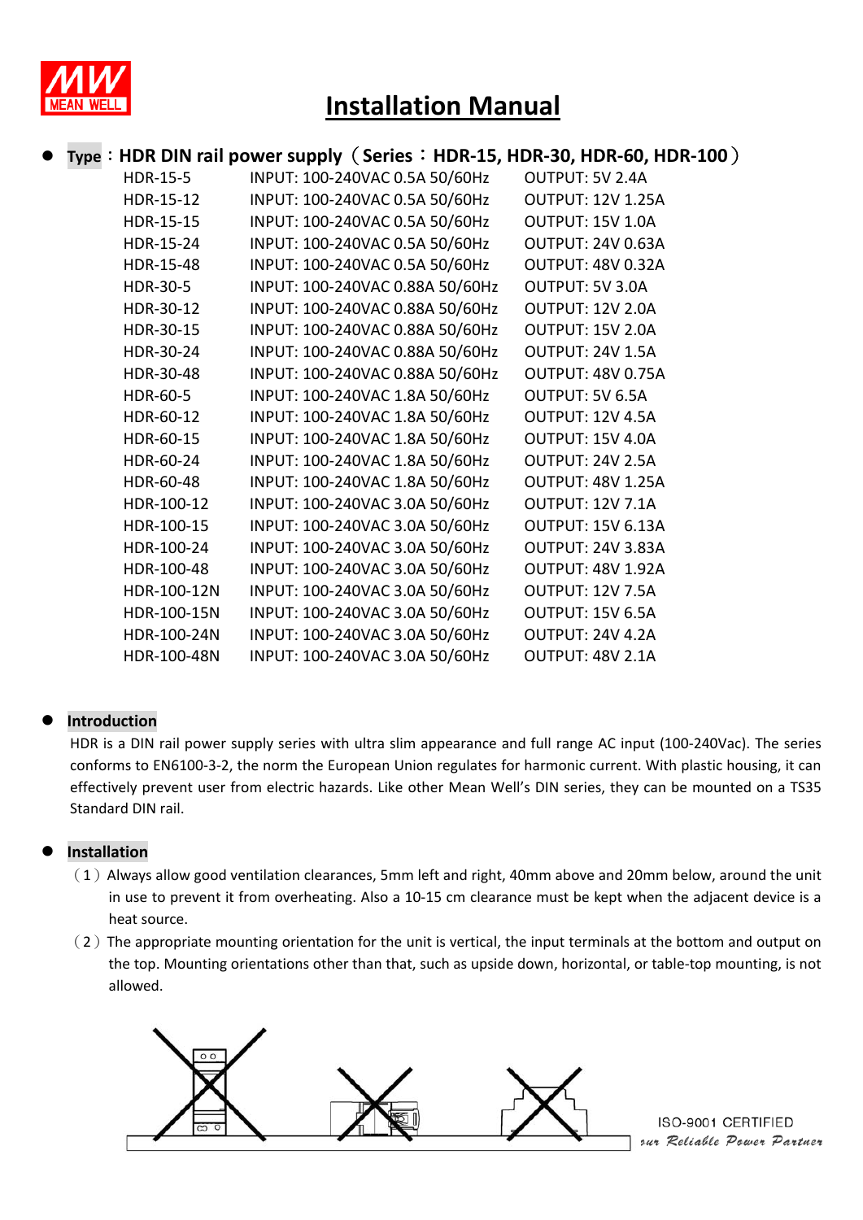# Installation Manual

- **Type：HDR DIN rail power supply（Series：HDR-15, HDR-30, HDR-60, HDR-100）**

| | | |
|---|---|---|
| HDR-15-5 | INPUT: 100-240VAC 0.5A 50/60Hz | OUTPUT: 5V 2.4A |
| HDR-15-12 | INPUT: 100-240VAC 0.5A 50/60Hz | OUTPUT: 12V 1.25A |
| HDR-15-15 | INPUT: 100-240VAC 0.5A 50/60Hz | OUTPUT: 15V 1.0A |
| HDR-15-24 | INPUT: 100-240VAC 0.5A 50/60Hz | OUTPUT: 24V 0.63A |
| HDR-15-48 | INPUT: 100-240VAC 0.5A 50/60Hz | OUTPUT: 48V 0.32A |
| HDR-30-5 | INPUT: 100-240VAC 0.88A 50/60Hz | OUTPUT: 5V 3.0A |
| HDR-30-12 | INPUT: 100-240VAC 0.88A 50/60Hz | OUTPUT: 12V 2.0A |
| HDR-30-15 | INPUT: 100-240VAC 0.88A 50/60Hz | OUTPUT: 15V 2.0A |
| HDR-30-24 | INPUT: 100-240VAC 0.88A 50/60Hz | OUTPUT: 24V 1.5A |
| HDR-30-48 | INPUT: 100-240VAC 0.88A 50/60Hz | OUTPUT: 48V 0.75A |
| HDR-60-5 | INPUT: 100-240VAC 1.8A 50/60Hz | OUTPUT: 5V 6.5A |
| HDR-60-12 | INPUT: 100-240VAC 1.8A 50/60Hz | OUTPUT: 12V 4.5A |
| HDR-60-15 | INPUT: 100-240VAC 1.8A 50/60Hz | OUTPUT: 15V 4.0A |
| HDR-60-24 | INPUT: 100-240VAC 1.8A 50/60Hz | OUTPUT: 24V 2.5A |
| HDR-60-48 | INPUT: 100-240VAC 1.8A 50/60Hz | OUTPUT: 48V 1.25A |
| HDR-100-12 | INPUT: 100-240VAC 3.0A 50/60Hz | OUTPUT: 12V 7.1A |
| HDR-100-15 | INPUT: 100-240VAC 3.0A 50/60Hz | OUTPUT: 15V 6.13A |
| HDR-100-24 | INPUT: 100-240VAC 3.0A 50/60Hz | OUTPUT: 24V 3.83A |
| HDR-100-48 | INPUT: 100-240VAC 3.0A 50/60Hz | OUTPUT: 48V 1.92A |
| HDR-100-12N | INPUT: 100-240VAC 3.0A 50/60Hz | OUTPUT: 12V 7.5A |
| HDR-100-15N | INPUT: 100-240VAC 3.0A 50/60Hz | OUTPUT: 15V 6.5A |
| HDR-100-24N | INPUT: 100-240VAC 3.0A 50/60Hz | OUTPUT: 24V 4.2A |
| HDR-100-48N | INPUT: 100-240VAC 3.0A 50/60Hz | OUTPUT: 48V 2.1A |

- **Introduction**

HDR is a DIN rail power supply series with ultra slim appearance and full range AC input (100-240Vac). The series conforms to EN6100-3-2, the norm the European Union regulates for harmonic current. With plastic housing, it can effectively prevent user from electric hazards. Like other Mean Well's DIN series, they can be mounted on a TS35 Standard DIN rail.

- **Installation**

（1）Always allow good ventilation clearances, 5mm left and right, 40mm above and 20mm below, around the unit in use to prevent it from overheating. Also a 10-15 cm clearance must be kept when the adjacent device is a heat source.

（2）The appropriate mounting orientation for the unit is vertical, the input terminals at the bottom and output on the top. Mounting orientations other than that, such as upside down, horizontal, or table-top mounting, is not allowed.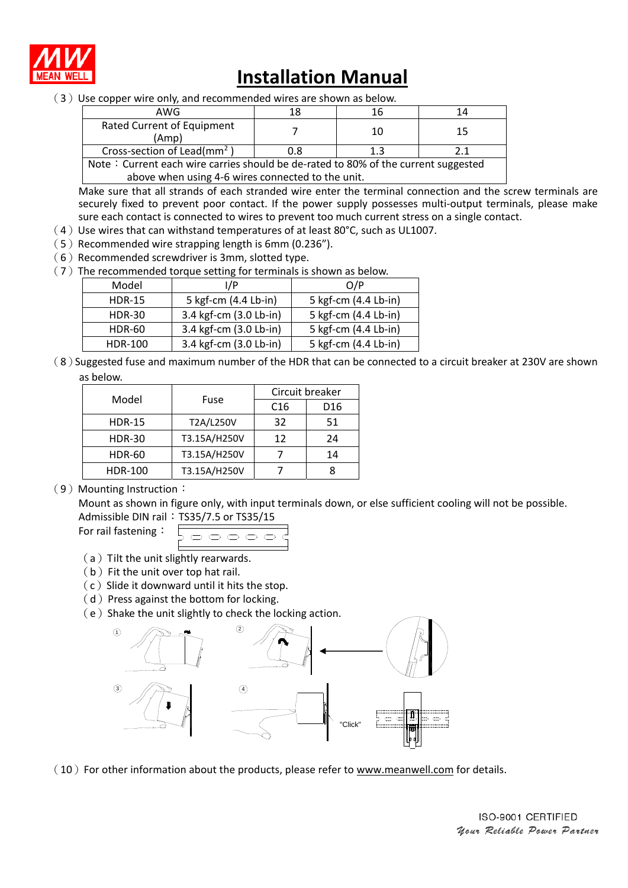# Installation Manual

(3) Use copper wire only, and recommended wires are shown as below.

| AWG | 18 | 16 | 14 |
|---|---|---|---|
| Rated Current of Equipment (Amp) | 7 | 10 | 15 |
| Cross-section of Lead($mm^2$) | 0.8 | 1.3 | 2.1 |
| Note：Current each wire carries should be de-rated to 80% of the current suggested above when using 4-6 wires connected to the unit. | | | |

Make sure that all strands of each stranded wire enter the terminal connection and the screw terminals are securely fixed to prevent poor contact. If the power supply possesses multi-output terminals, please make sure each contact is connected to wires to prevent too much current stress on a single contact.

(4) Use wires that can withstand temperatures of at least 80°C, such as UL1007.

(5) Recommended wire strapping length is 6mm (0.236").

(6) Recommended screwdriver is 3mm, slotted type.

(7) The recommended torque setting for terminals is shown as below.

| Model | I/P | O/P |
|---|---|---|
| HDR-15 | 5 kgf-cm (4.4 Lb-in) | 5 kgf-cm (4.4 Lb-in) |
| HDR-30 | 3.4 kgf-cm (3.0 Lb-in) | 5 kgf-cm (4.4 Lb-in) |
| HDR-60 | 3.4 kgf-cm (3.0 Lb-in) | 5 kgf-cm (4.4 Lb-in) |
| HDR-100 | 3.4 kgf-cm (3.0 Lb-in) | 5 kgf-cm (4.4 Lb-in) |

(8) Suggested fuse and maximum number of the HDR that can be connected to a circuit breaker at 230V are shown as below.

| Model | Fuse | Circuit breaker | |
|---|---|---|---|
| | | C16 | D16 |
| HDR-15 | T2A/L250V | 32 | 51 |
| HDR-30 | T3.15A/H250V | 12 | 24 |
| HDR-60 | T3.15A/H250V | 7 | 14 |
| HDR-100 | T3.15A/H250V | 7 | 8 |

(9) Mounting Instruction：

Mount as shown in figure only, with input terminals down, or else sufficient cooling will not be possible.

Admissible DIN rail：TS35/7.5 or TS35/15

For rail fastening：

(a) Tilt the unit slightly rearwards.

(b) Fit the unit over top hat rail.

(c) Slide it downward until it hits the stop.

(d) Press against the bottom for locking.

(e) Shake the unit slightly to check the locking action.

(10) For other information about the products, please refer to www.meanwell.com for details.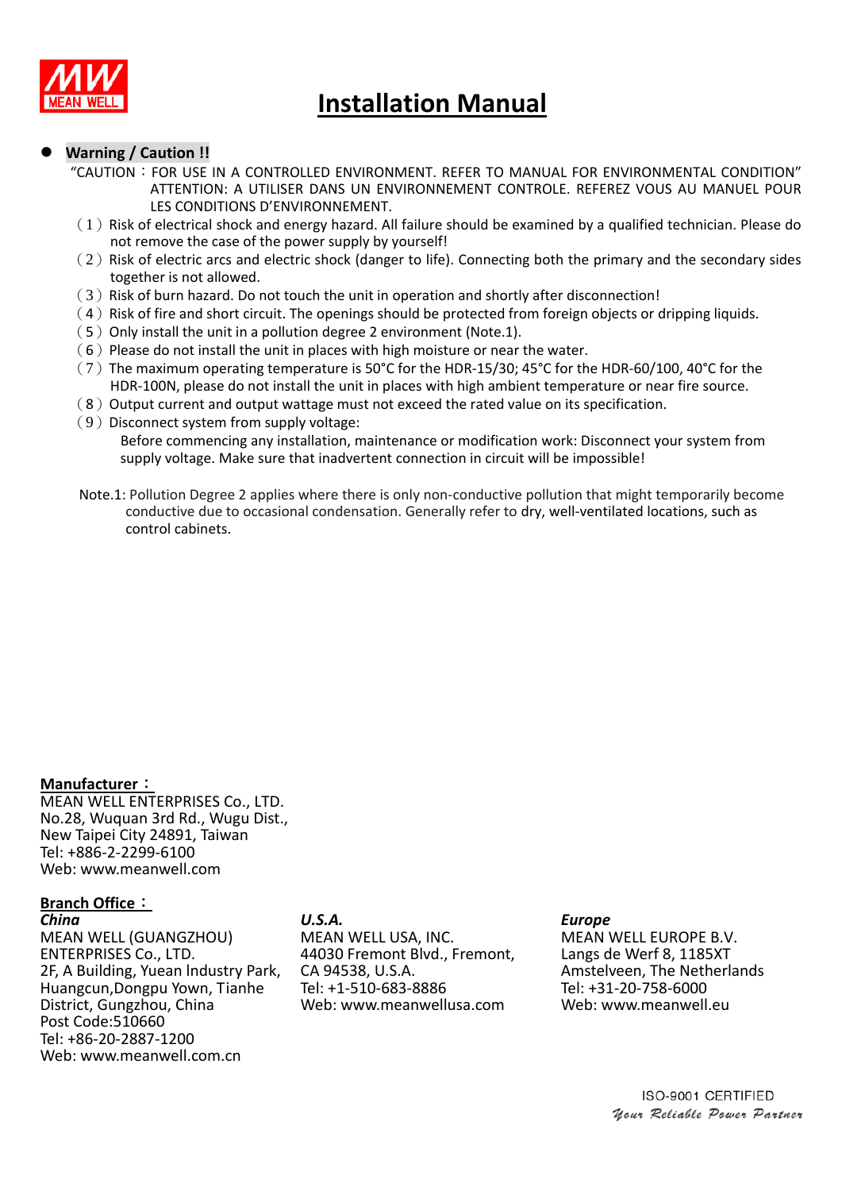# Installation Manual

- **Warning / Caution !!**

"CAUTION：FOR USE IN A CONTROLLED ENVIRONMENT. REFER TO MANUAL FOR ENVIRONMENTAL CONDITION"
ATTENTION: A UTILISER DANS UN ENVIRONNEMENT CONTROLE. REFEREZ VOUS AU MANUEL POUR LES CONDITIONS D'ENVIRONNEMENT.

（1）Risk of electrical shock and energy hazard. All failure should be examined by a qualified technician. Please do not remove the case of the power supply by yourself!
（2）Risk of electric arcs and electric shock (danger to life). Connecting both the primary and the secondary sides together is not allowed.
（3）Risk of burn hazard. Do not touch the unit in operation and shortly after disconnection!
（4）Risk of fire and short circuit. The openings should be protected from foreign objects or dripping liquids.
（5）Only install the unit in a pollution degree 2 environment (Note.1).
（6）Please do not install the unit in places with high moisture or near the water.
（7）The maximum operating temperature is 50°C for the HDR-15/30; 45°C for the HDR-60/100, 40°C for the HDR-100N, please do not install the unit in places with high ambient temperature or near fire source.
（8）Output current and output wattage must not exceed the rated value on its specification.
（9）Disconnect system from supply voltage:
Before commencing any installation, maintenance or modification work: Disconnect your system from supply voltage. Make sure that inadvertent connection in circuit will be impossible!

Note.1: Pollution Degree 2 applies where there is only non-conductive pollution that might temporarily become conductive due to occasional condensation. Generally refer to dry, well-ventilated locations, such as control cabinets.

**Manufacturer：**
MEAN WELL ENTERPRISES Co., LTD.
No.28, Wuquan 3rd Rd., Wugu Dist.,
New Taipei City 24891, Taiwan
Tel: +886-2-2299-6100
Web: www.meanwell.com

**Branch Office：**

***China***
MEAN WELL (GUANGZHOU) ENTERPRISES Co., LTD.
2F, A Building, Yuean Industry Park, Huangcun,Dongpu Yown, Tianhe District, Gungzhou, China
Post Code:510660
Tel: +86-20-2887-1200
Web: www.meanwell.com.cn

***U.S.A.***
MEAN WELL USA, INC.
44030 Fremont Blvd., Fremont, CA 94538, U.S.A.
Tel: +1-510-683-8886
Web: www.meanwellusa.com

***Europe***
MEAN WELL EUROPE B.V.
Langs de Werf 8, 1185XT Amstelveen, The Netherlands
Tel: +31-20-758-6000
Web: www.meanwell.eu

ISO-9001 CERTIFIED
*Your Reliable Power Partner*